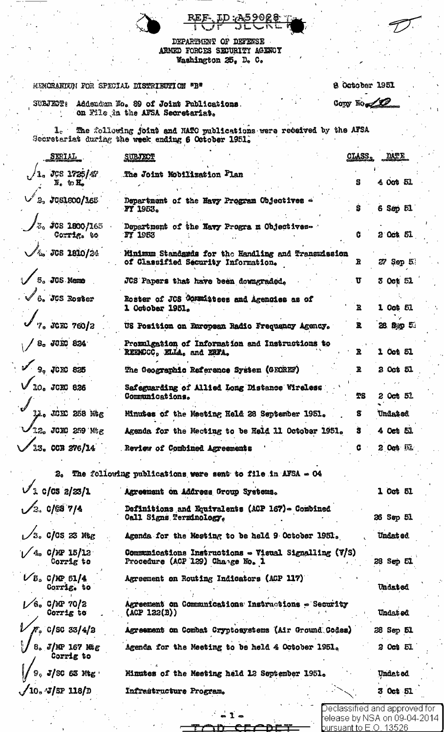REF ID:A59028

DEPARTMENT OF DEFENSE
ARMED FORCES SECURITY AGENCY
Washington 25, D. C.

MEMORANDUM FOR SPECIAL DISTRIBUTION "B"

8 October 1951

Copy No. 10

SUBJECT: Addendum No. 89 of Joint Publications on File in the AFSA Secretariat.

1. The following joint and NATO publications were received by the AFSA Secretariat during the week ending 6 October 1951.

| SERIAL | SUBJECT | CLASS. | DATE |
|---|---|---|---|
| 1. JCS 1725/47 E. to H. | The Joint Mobilization Plan | S | 4 Oct 51 |
| 2. JCS1800/165 | Department of the Navy Program Objectives - FY 1953. | S | 6 Sep 51 |
| 3. JCS 1800/165 Corrig. to | Department of the Navy Progra m Objectives- FY 1953 | C | 2 Oct 51 |
| 4. JCS 1810/24 | Minimum Standards for the Handling and Transmission of Classified Security Information. | R | 27 Sep 51 |
| 5. JCS Memo | JCS Papers that have been downgraded. | U | 3 Oct 51 |
| 6. JCS Roster | Roster of JCS Committees and Agencies as of 1 October 1951. | R | 1 Oct 51 |
| 7. JCEC 760/2 | US Position on European Radio Frequency Agency. | R | 28 Sep 51 |
| 8. JCEC 824 | Promulgation of Information and Instructions to REEMCCC, ELLA, and ERFA. | R | 1 Oct 51 |
| 9. JCEC 825 | The Geographic Reference System (GEOREF) | R | 2 Oct 51 |
| 10. JCEC 826 | Safeguarding of Allied Long Distance Wireless Communications. | TS | 2 Oct 51 |
| 11. JCEC 258 Mtg | Minutes of the Meeting Held 28 September 1951. | S | Undated |
| 12. JCEC 259 Mtg | Agenda for the Meeting to be Held 11 October 1951. | S | 4 Oct 51 |
| 13. CCB 276/14 | Review of Combined Agreements | C | 2 Oct 51 |

2. The following publications were sent to file in AFSA - 04

| SERIAL | SUBJECT | DATE |
|---|---|---|
| 1. C/CS 2/23/1 | Agreement on Address Group Systems. | 1 Oct 51 |
| 2. C/SS 7/4 | Definitions and Equivalents (ACP 167)- Combined Call Signs Terminology. | 26 Sep 51 |
| 3. C/CS 23 Mtg | Agenda for the Meeting to be held 9 October 1951. | Undated |
| 4. C/MP 15/12 Corrig to | Communications Instructions - Visual Signalling (V/S) Procedure (ACP 129) Change No. 1 | 28 Sep 51 |
| 5. C/MP 51/4 Corrig. to | Agreement on Routing Indicators (ACP 117) | Undated |
| 6. C/MP 70/2 Corrig to | Agreement on Communications Instructions - Security (ACP 122(B)) | Undated |
| 7. C/SC 33/4/2 | Agreement on Combat Cryptosystems (Air Ground Codes) | 28 Sep 51 |
| 8. J/MP 167 Mtg Corrig to | Agenda for the Meeting to be held 4 October 1951. | 2 Oct 51 |
| 9. J/SC 63 Mtg | Minutes of the Meeting held 12 September 1951. | Undated |
| 10. J/SP 118/D | Infrastructure Program. | 3 Oct 51 |

TOP SECRET

Declassified and approved for release by NSA on 09-04-2014 pursuant to E.O. 13526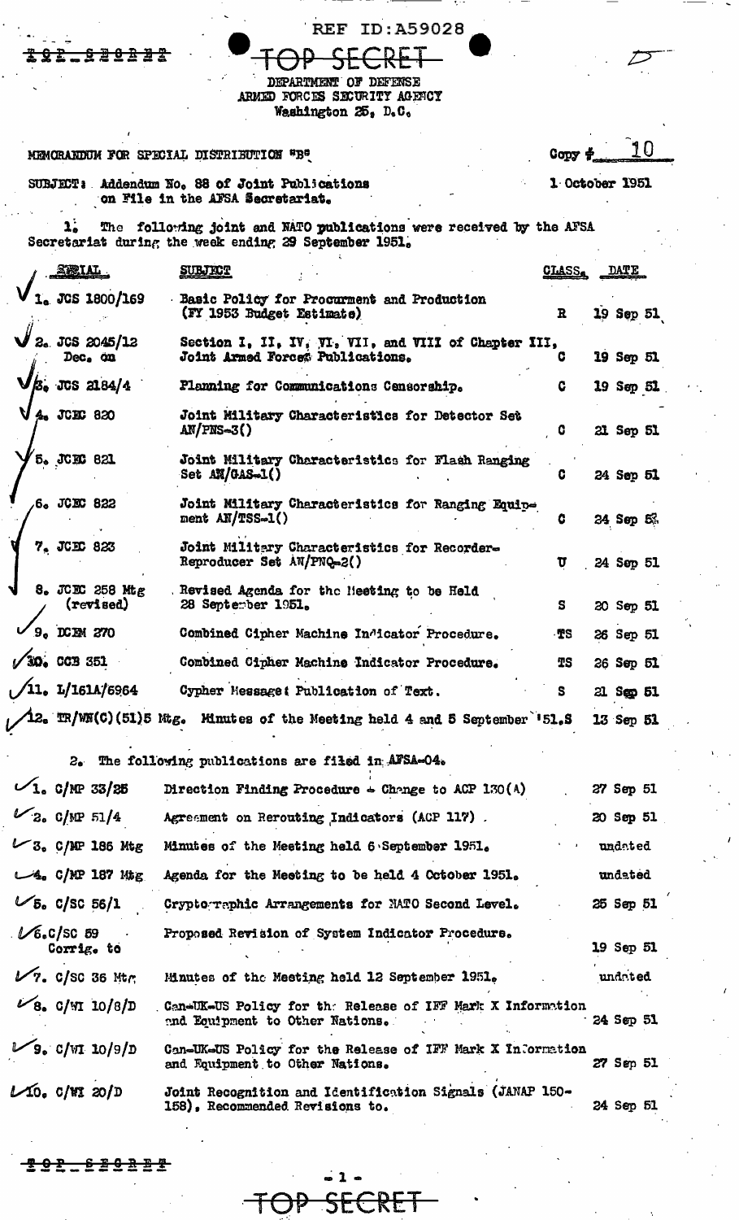REF ID:A59028

TOP SECRET

DEPARTMENT OF DEFENSE
ARMED FORCES SECURITY AGENCY
Washington 25, D.C.

MEMORANDUM FOR SPECIAL DISTRIBUTION "B"

Copy # 10

SUBJECT: Addendum No. 88 of Joint Publications on File in the AFSA Secretariat.

1 October 1951

1. The following joint and NATO publications were received by the AFSA Secretariat during the week ending 29 September 1951.

| SERIAL | SUBJECT | CLASS. | DATE |
|---|---|---|---|
| 1. JCS 1800/169 | Basic Policy for Procurment and Production (FY 1953 Budget Estimate) | R | 19 Sep 51 |
| 2. JCS 2045/12 Dec. on | Section I, II, IV, VI, VII, and VIII of Chapter III, Joint Armed Forces Publications. | C | 19 Sep 51 |
| 3. JCS 2184/4 | Planning for Communications Censorship. | C | 19 Sep 51 |
| 4. JCEC 820 | Joint Military Characteristics for Detector Set AN/PNS-3() | C | 21 Sep 51 |
| 5. JCEC 821 | Joint Military Characteristics for Flash Ranging Set AN/GAS-1() | C | 24 Sep 51 |
| 6. JCEC 822 | Joint Military Characteristics for Ranging Equipment AN/TSS-1() | C | 24 Sep 51 |
| 7. JCEC 823 | Joint Military Characteristics for Recorder-Reproducer Set AN/PNQ-2() | U | 24 Sep 51 |
| 8. JCEC 258 Mtg (revised) | Revised Agenda for the Meeting to be Held 28 September 1951. | S | 20 Sep 51 |
| 9. DCEM 270 | Combined Cipher Machine Indicator Procedure. | TS | 26 Sep 51 |
| 10. CCB 351 | Combined Cipher Machine Indicator Procedure. | TS | 26 Sep 51 |
| 11. L/161A/6964 | Cypher Message: Publication of Text. | S | 21 Sep 51 |
| 12. TR/WN(C)(51)5 Mtg. | Minutes of the Meeting held 4 and 5 September '51. | S | 13 Sep 51 |

2. The following publications are filed in AFSA-04.

| SERIAL | SUBJECT | DATE |
|---|---|---|
| 1. C/MP 33/25 | Direction Finding Procedure - Change to ACP 130(A) | 27 Sep 51 |
| 2. C/MP 51/4 | Agreement on Rerouting Indicators (ACP 117) | 20 Sep 51 |
| 3. C/MP 186 Mtg | Minutes of the Meeting held 6 September 1951. | undated |
| 4. C/MP 187 Mtg | Agenda for the Meeting to be held 4 October 1951. | undated |
| 5. C/SC 56/1 | Cryptographic Arrangements for NATO Second Level. | 25 Sep 51 |
| 6. C/SC 59 Corrig. to | Proposed Revision of System Indicator Procedure. | 19 Sep 51 |
| 7. C/SC 36 Mtg | Minutes of the Meeting held 12 September 1951. | undated |
| 8. C/WI 10/8/D | Can-UK-US Policy for the Release of IFF Mark X Information and Equipment to Other Nations. | 24 Sep 51 |
| 9. C/WI 10/9/D | Can-UK-US Policy for the Release of IFF Mark X Information and Equipment to Other Nations. | 27 Sep 51 |
| 10. C/WI 20/D | Joint Recognition and Identification Signals (JANAP 150-158), Recommended Revisions to. | 24 Sep 51 |

TOP SECRET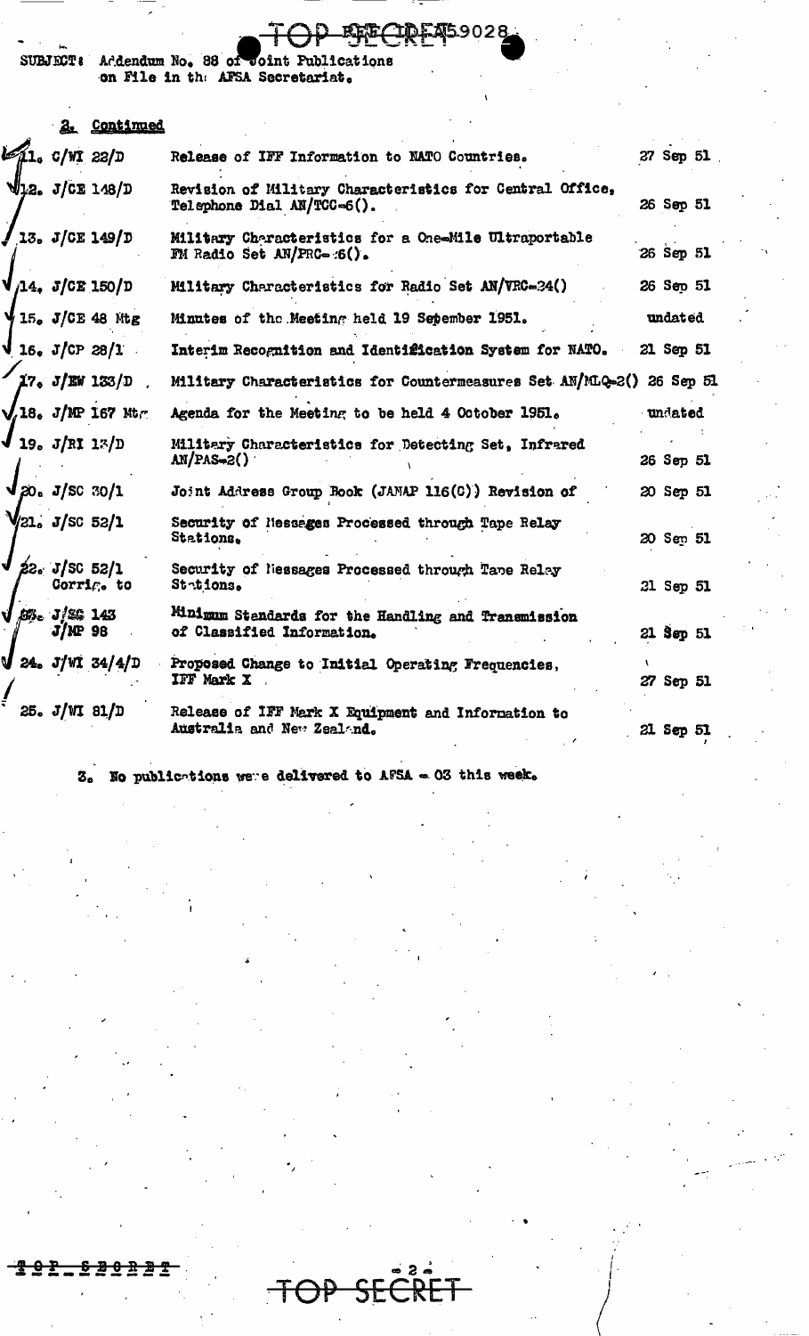SUBJECT: Addendum No. 88 of Joint Publications on File in the AFSA Secretariat.

2. Continued

| | | |
|---|---|---|
| 11. C/WI 22/D | Release of IFF Information to NATO Countries. | 27 Sep 51 |
| 12. J/CE 148/D | Revision of Military Characteristics for Central Office, Telephone Dial AN/TCC-6(). | 26 Sep 51 |
| 13. J/CE 149/D | Military Characteristics for a One-Mile Ultraportable FM Radio Set AN/PRC-:6(). | 26 Sep 51 |
| 14. J/CE 150/D | Military Characteristics for Radio Set AN/VRC-24() | 26 Sep 51 |
| 15. J/CE 48 Mtg | Minutes of the Meeting held 19 Sepember 1951. | undated |
| 16. J/CP 28/1 | Interim Recognition and Identification System for NATO. | 21 Sep 51 |
| 17. J/EW 133/D | Military Characteristics for Countermeasures Set AN/MLQ-2() | 26 Sep 51 |
| 18. J/MP 167 Mtg | Agenda for the Meeting to be held 4 October 1951. | undated |
| 19. J/RI 13/D | Military Characteristics for Detecting Set, Infrared AN/PAS-2() | 26 Sep 51 |
| 20. J/SC 30/1 | Joint Address Group Book (JANAP 116(C)) Revision of | 20 Sep 51 |
| 21. J/SC 52/1 | Security of Messages Processed through Tape Relay Stations. | 20 Sep 51 |
| 22. J/SC 52/1 Corrig. to | Security of Messages Processed through Tape Relay Stations. | 21 Sep 51 |
| 23. J/SC 143 J/MP 98 | Minimum Standards for the Handling and Transmission of Classified Information. | 21 Sep 51 |
| 24. J/WI 34/4/D | Proposed Change to Initial Operating Frequencies, IFF Mark X | 27 Sep 51 |
| 25. J/WI 81/D | Release of IFF Mark X Equipment and Information to Australia and New Zealand. | 21 Sep 51 |

3. No publications were delivered to AFSA - 03 this week.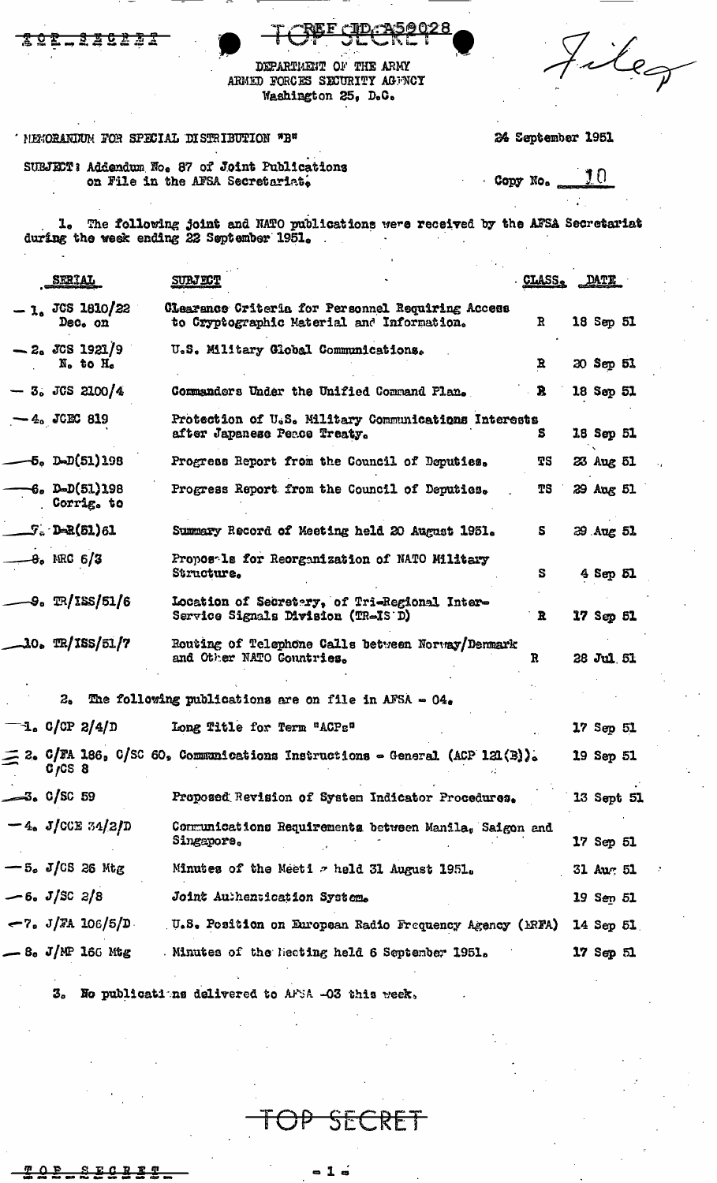TOP SECRET

REF ID:A59028

DEPARTMENT OF THE ARMY
ARMED FORCES SECURITY AGENCY
Washington 25, D.C.

File

MEMORANDUM FOR SPECIAL DISTRIBUTION "B"

24 September 1951

SUBJECT: Addendum No. 87 of Joint Publications on File in the AFSA Secretariat.

Copy No. 10

1. The following joint and NATO publications were received by the AFSA Secretariat during the week ending 22 September 1951.

| SERIAL | SUBJECT | CLASS. | DATE |
|---|---|---|---|
| 1. JCS 1810/22 Dec. on | Clearance Criteria for Personnel Requiring Access to Cryptographic Material and Information. | R | 18 Sep 51 |
| 2. JCS 1921/9 N. to H. | U.S. Military Global Communications. | R | 20 Sep 51 |
| 3. JCS 2100/4 | Commanders Under the Unified Command Plan. | R | 18 Sep 51 |
| 4. JCEC 819 | Protection of U.S. Military Communications Interests after Japanese Peace Treaty. | S | 18 Sep 51 |
| 5. D-D(51)198 | Progress Report from the Council of Deputies. | TS | 23 Aug 51 |
| 6. D-D(51)198 Corrig. to | Progress Report from the Council of Deputies. | TS | 29 Aug 51 |
| 7. D-R(51)61 | Summary Record of Meeting held 20 August 1951. | S | 29 Aug 51 |
| 8. MRC 6/3 | Proposals for Reorganization of NATO Military Structure. | S | 4 Sep 51 |
| 9. TR/ISS/51/6 | Location of Secretary, of Tri-Regional Inter-Service Signals Division (TR-IS D) | R | 17 Sep 51 |
| 10. TR/ISS/51/7 | Routing of Telephone Calls between Norway/Denmark and Other NATO Countries. | R | 28 Jul 51 |

2. The following publications are on file in AFSA - 04.

| SERIAL | SUBJECT | DATE |
|---|---|---|
| 1. C/CP 2/4/D | Long Title for Term "ACPs" | 17 Sep 51 |
| 2. C/FA 186, C/SC 60, C/CS 8 | Communications Instructions - General (ACP 121(B)). | 19 Sep 51 |
| 3. C/SC 59 | Proposed Revision of System Indicator Procedures. | 13 Sept 51 |
| 4. J/CCE 34/2/D | Communications Requirements between Manila, Saigon and Singapore. | 17 Sep 51 |
| 5. J/CS 26 Mtg | Minutes of the Meeting held 31 August 1951. | 31 Aug 51 |
| 6. J/SC 2/8 | Joint Authentication System. | 19 Sep 51 |
| 7. J/FA 106/5/D | U.S. Position on European Radio Frequency Agency (ERFA) | 14 Sep 51 |
| 8. J/MP 166 Mtg | Minutes of the Meeting held 6 September 1951. | 17 Sep 51 |

3. No publications delivered to AFSA -03 this week.

TOP SECRET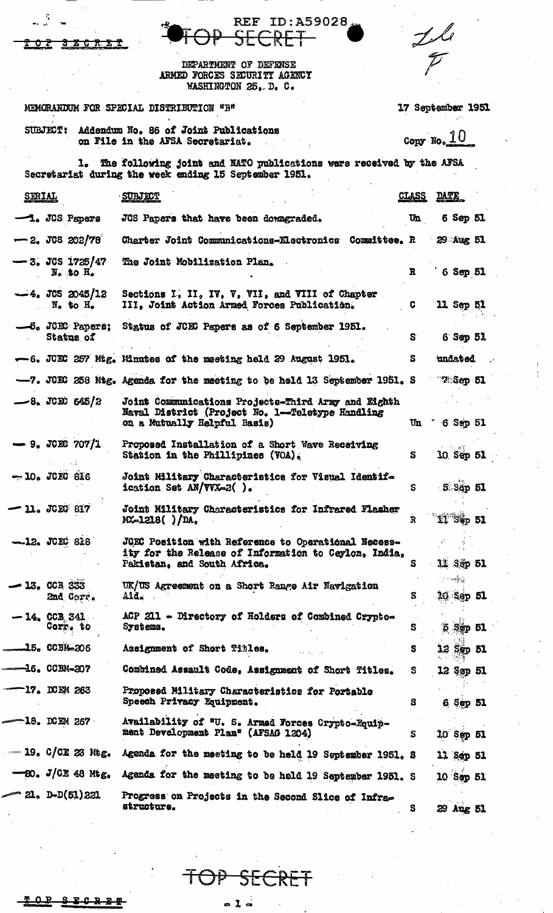REF ID:A59028

TOP SECRET

DEPARTMENT OF DEFENSE
ARMED FORCES SECURITY AGENCY
WASHINGTON 25, D. C.

MEMORANDUM FOR SPECIAL DISTRIBUTION "B"

17 September 1951

SUBJECT: Addendum No. 86 of Joint Publications on File in the AFSA Secretariat.

Copy No. 10

1. The following joint and NATO publications were received by the AFSA Secretariat during the week ending 15 September 1951.

| SERIAL | SUBJECT | CLASS | DATE |
|---|---|---|---|
| 1. JCS Papers | JCS Papers that have been downgraded. | Un | 6 Sep 51 |
| 2. JCS 202/78 | Charter Joint Communications-Electronics Committee. | R | 29 Aug 51 |
| 3. JCS 1725/47 N. to H. | The Joint Mobilization Plan. | R | 6 Sep 51 |
| 4. JCS 2045/12 N. to H. | Sections I, II, IV, V, VII, and VIII of Chapter III, Joint Action Armed Forces Publication. | C | 11 Sep 51 |
| 5. JCEC Papers; Status of | Status of JCEC Papers as of 6 September 1951. | S | 6 Sep 51 |
| 6. JCEC 257 Mtg. | Minutes of the meeting held 29 August 1951. | S | undated |
| 7. JCEC 258 Mtg. | Agenda for the meeting to be held 13 September 1951. | S | 7 Sep 51 |
| 8. JCEC 645/2 | Joint Communications Projects-Third Army and Eighth Naval District (Project No. 1—Teletype Handling on a Mutually Helpful Basis) | Un | 6 Sep 51 |
| 9. JCEC 707/1 | Proposed Installation of a Short Wave Receiving Station in the Phillipines (VOA). | S | 10 Sep 51 |
| 10. JCEC 816 | Joint Military Characteristics for Visual Identification Set AN/VVX-2( ). | S | 5 Sep 51 |
| 11. JCEC 817 | Joint Military Characteristics for Infrared Flasher MX-1218( )/DA. | R | 11 Sep 51 |
| 12. JCEC 818 | JCEC Position with Reference to Operational Necessity for the Release of Information to Ceylon, India, Pakistan, and South Africa. | S | 11 Sep 51 |
| 13. CCB 333 2nd Corr. | UK/US Agreement on a Short Range Air Navigation Aid. | S | 10 Sep 51 |
| 14. CCB 341 Corr. to | ACP 211 - Directory of Holders of Combined Crypto-Systems. | S | 5 Sep 51 |
| 15. CCBM-206 | Assignment of Short Titles. | S | 12 Sep 51 |
| 16. CCBM-207 | Combined Assault Code, Assignment of Short Titles. | S | 12 Sep 51 |
| 17. DCEM 263 | Proposed Military Characteristics for Portable Speech Privacy Equipment. | S | 6 Sep 51 |
| 18. DCEM 267 | Availability of "U. S. Armed Forces Crypto-Equipment Development Plan" (AFSAG 1204) | S | 10 Sep 51 |
| 19. C/CE 23 Mtg. | Agenda for the meeting to be held 19 September 1951. | S | 11 Sep 51 |
| 20. J/CE 48 Mtg. | Agenda for the meeting to be held 19 September 1951. | S | 10 Sep 51 |
| 21. D-D(51)221 | Progress on Projects in the Second Slice of Infrastructure. | S | 29 Aug 51 |

TOP SECRET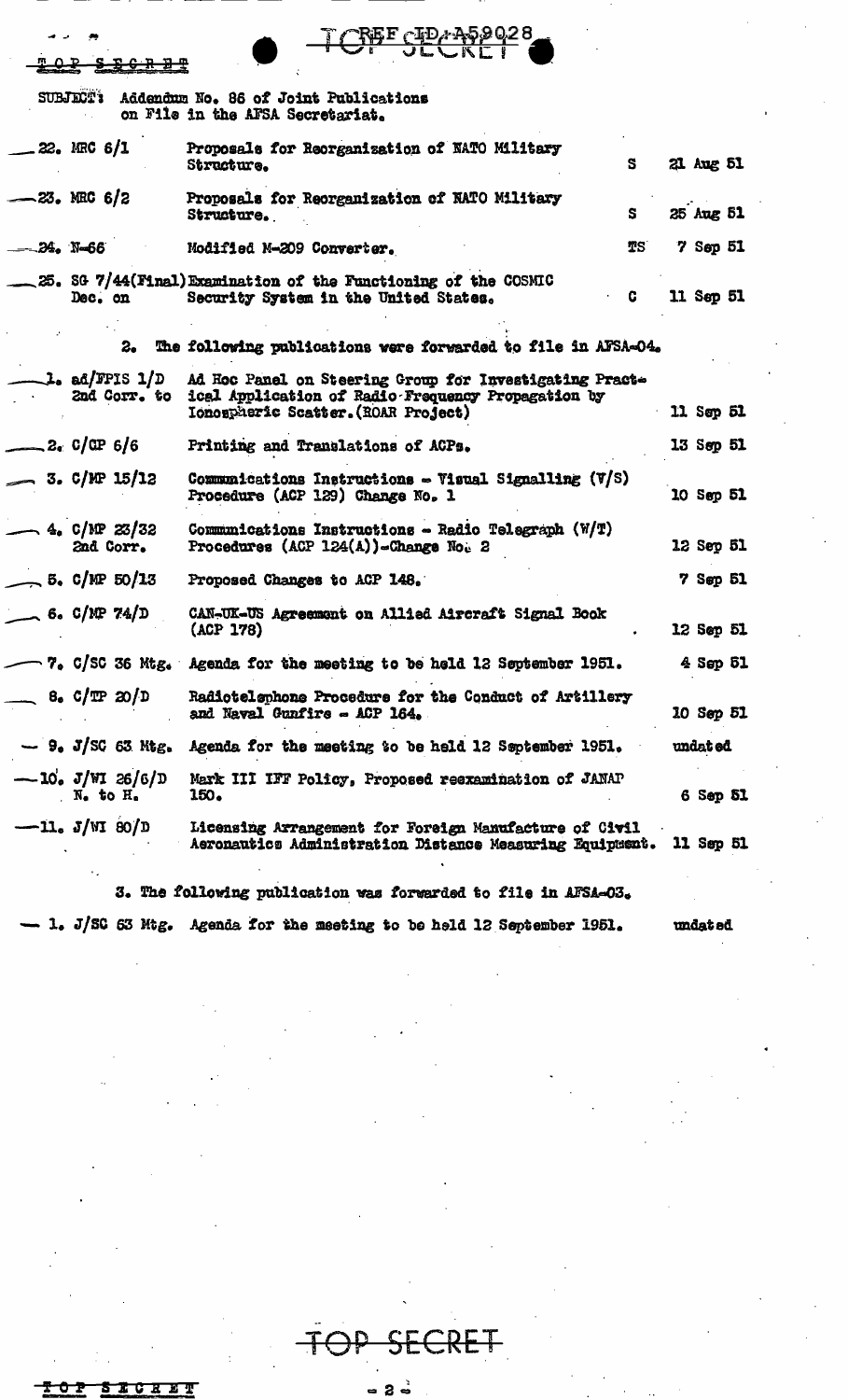TOP SECRET

REF ID:A59028

SUBJECT: Addendum No. 86 of Joint Publications on File in the AFSA Secretariat.

| | | | |
|---|---|---|---|
| 22. MRC 6/1 | Proposals for Reorganization of NATO Military Structure. | S | 21 Aug 51 |
| 23. MRC 6/2 | Proposals for Reorganization of NATO Military Structure. | S | 25 Aug 51 |
| 24. N-66 | Modified M-209 Converter. | TS | 7 Sep 51 |
| 25. SG 7/44(Final) Dec. on | Examination of the Functioning of the COSMIC Security System in the United States. | C | 11 Sep 51 |

2. The following publications were forwarded to file in AFSA-04.

| | | |
|---|---|---|
| 1. ad/FPIS 1/D 2nd Corr. to | Ad Hoc Panel on Steering Group for Investigating Practical Application of Radio-Frequency Propagation by Ionospheric Scatter. (ROAR Project) | 11 Sep 51 |
| 2. C/CP 6/6 | Printing and Translations of ACPs. | 13 Sep 51 |
| 3. C/MP 15/12 | Communications Instructions - Visual Signalling (V/S) Procedure (ACP 129) Change No. 1 | 10 Sep 51 |
| 4. C/MP 23/32 2nd Corr. | Communications Instructions - Radio Telegraph (W/T) Procedures (ACP 124(A))-Change No. 2 | 12 Sep 51 |
| 5. C/MP 50/13 | Proposed Changes to ACP 148. | 7 Sep 51 |
| 6. C/MP 74/D | CAN-UK-US Agreement on Allied Aircraft Signal Book (ACP 178) | 12 Sep 51 |
| 7. C/SC 36 Mtg. | Agenda for the meeting to be held 12 September 1951. | 4 Sep 51 |
| 8. C/TP 20/D | Radiotelephone Procedure for the Conduct of Artillery and Naval Gunfire - ACP 164. | 10 Sep 51 |
| 9. J/SC 63 Mtg. | Agenda for the meeting to be held 12 September 1951. | undated |
| 10. J/WI 26/6/D N. to H. | Mark III IFF Policy, Proposed reexamination of JANAP 150. | 6 Sep 51 |
| 11. J/WI 80/D | Licensing Arrangement for Foreign Manufacture of Civil Aeronautics Administration Distance Measuring Equipment. | 11 Sep 51 |

3. The following publication was forwarded to file in AFSA-03.

| | | |
|---|---|---|
| 1. J/SC 63 Mtg. | Agenda for the meeting to be held 12 September 1951. | undated |

TOP SECRET

TOP SECRET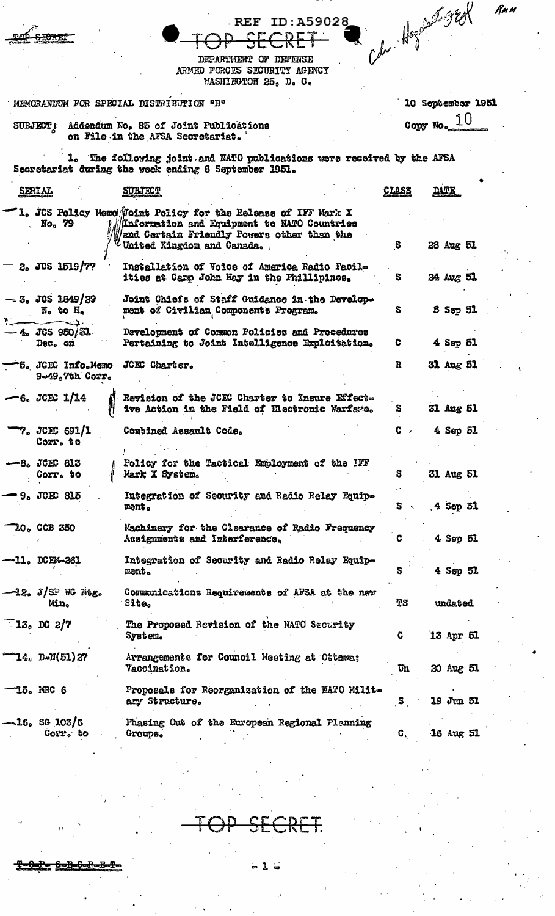REF ID:A59028

TOP SECRET

DEPARTMENT OF DEFENSE
ARMED FORCES SECURITY AGENCY
WASHINGTON 25, D. C.

MEMORANDUM FOR SPECIAL DISTRIBUTION "B"

10 September 1951

Copy No. 10

SUBJECT: Addendum No. 85 of Joint Publications on File in the AFSA Secretariat.

1. The following joint and NATO publications were received by the AFSA Secretariat during the week ending 8 September 1951.

| SERIAL | SUBJECT | CLASS | DATE |
|---|---|---|---|
| 1. JCS Policy Memo No. 79 | Joint Policy for the Release of IFF Mark X Information and Equipment to NATO Countries and Certain Friendly Powers other than the United Kingdom and Canada. | S | 28 Aug 51 |
| 2. JCS 1519/77 | Installation of Voice of America Radio Facilities at Camp John Hay in the Phillipines. | S | 24 Aug 51 |
| 3. JCS 1849/29 N. to H. | Joint Chiefs of Staff Guidance in the Development of Civilian Components Program. | S | 5 Sep 51 |
| 4. JCS 950/31 Dec. on | Development of Common Policies and Procedures Pertaining to Joint Intelligence Exploitation. | C | 4 Sep 51 |
| 5. JCEC Info.Memo 9-49, 7th Corr. | JCEC Charter. | R | 31 Aug 51 |
| 6. JCEC 1/14 | Revision of the JCEC Charter to Insure Effective Action in the Field of Electronic Warfare. | S | 31 Aug 51 |
| 7. JCEC 691/1 Corr. to | Combined Assault Code. | C | 4 Sep 51 |
| 8. JCEC 813 Corr. to | Policy for the Tactical Employment of the IFF Mark X System. | S | 31 Aug 51 |
| 9. JCEC 815 | Integration of Security and Radio Relay Equipment. | S | 4 Sep 51 |
| 10. CCB 350 | Machinery for the Clearance of Radio Frequency Assignments and Interference. | C | 4 Sep 51 |
| 11. DCEM-261 | Integration of Security and Radio Relay Equipment. | S | 4 Sep 51 |
| 12. J/SP WG Mtg. Min. | Communications Requirements of AFSA at the new Site. | TS | undated |
| 13. DC 2/7 | The Proposed Revision of the NATO Security System. | C | 13 Apr 51 |
| 14. D-N(51)27 | Arrangements for Council Meeting at Ottawa; Vaccination. | Un | 20 Aug 51 |
| 15. MRC 6 | Proposals for Reorganization of the NATO Military Structure. | S | 19 Jun 51 |
| 16. SG 103/6 Corr. to | Phasing Out of the European Regional Planning Groups. | C | 16 Aug 51 |

TOP SECRET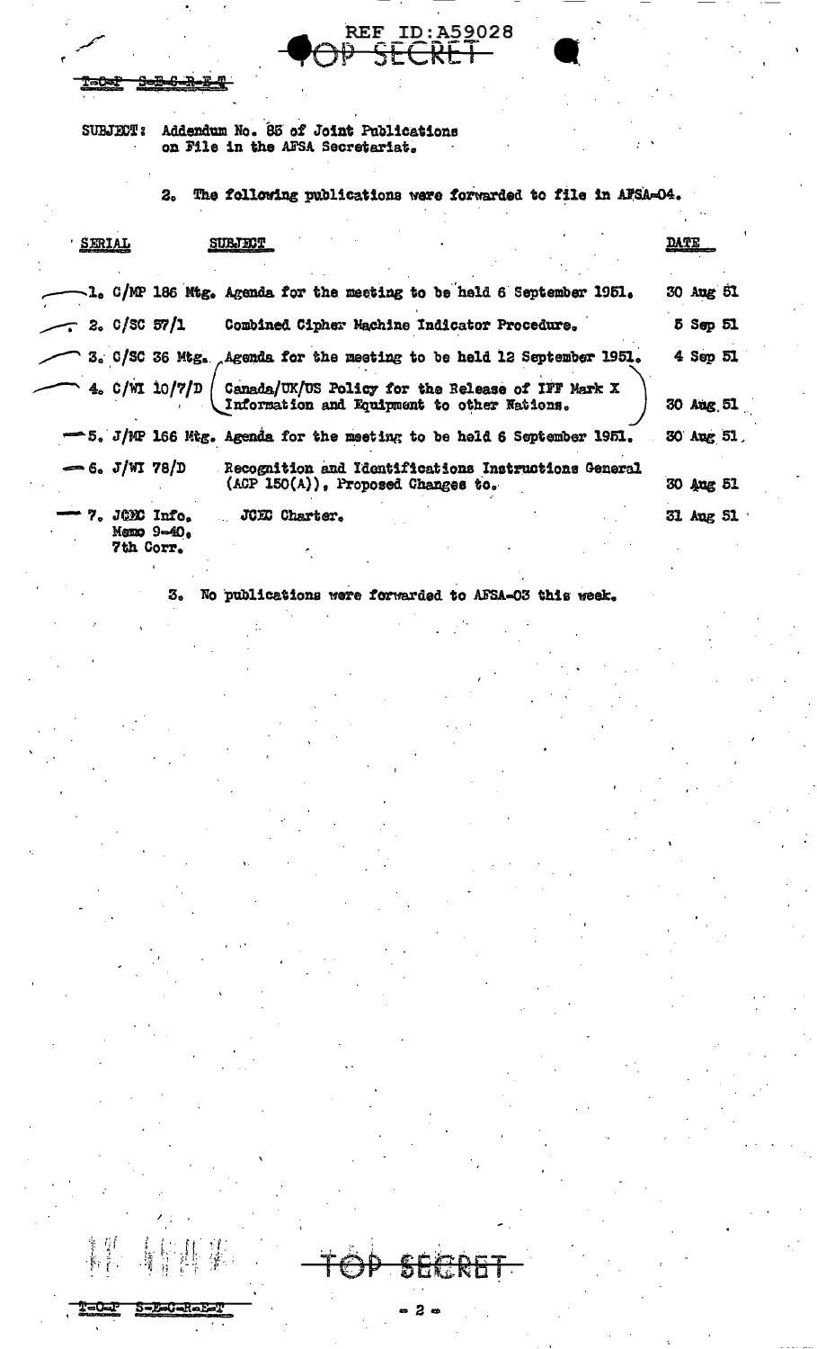SUBJECT: Addendum No. 85 of Joint Publications on File in the AFSA Secretariat.

2. The following publications were forwarded to file in AFSA-04.

| SERIAL | SUBJECT | DATE |
|---|---|---|
| 1. C/MP 186 Mtg. | Agenda for the meeting to be held 6 September 1951. | 30 Aug 51 |
| 2. C/SC 57/1 | Combined Cipher Machine Indicator Procedure. | 5 Sep 51 |
| 3. C/SC 36 Mtg. | Agenda for the meeting to be held 12 September 1951. | 4 Sep 51 |
| 4. C/WI 10/7/D | Canada/UK/US Policy for the Release of IFF Mark X Information and Equipment to other Nations. | 30 Aug 51 |
| 5. J/MP 166 Mtg. | Agenda for the meeting to be held 6 September 1951. | 30 Aug 51 |
| 6. J/WI 78/D | Recognition and Identifications Instructions General (ACP 150(A)), Proposed Changes to. | 30 Aug 51 |
| 7. JCEC Info. Memo 9-40, 7th Corr. | JCEC Charter. | 31 Aug 51 |

3. No publications were forwarded to AFSA-03 this week.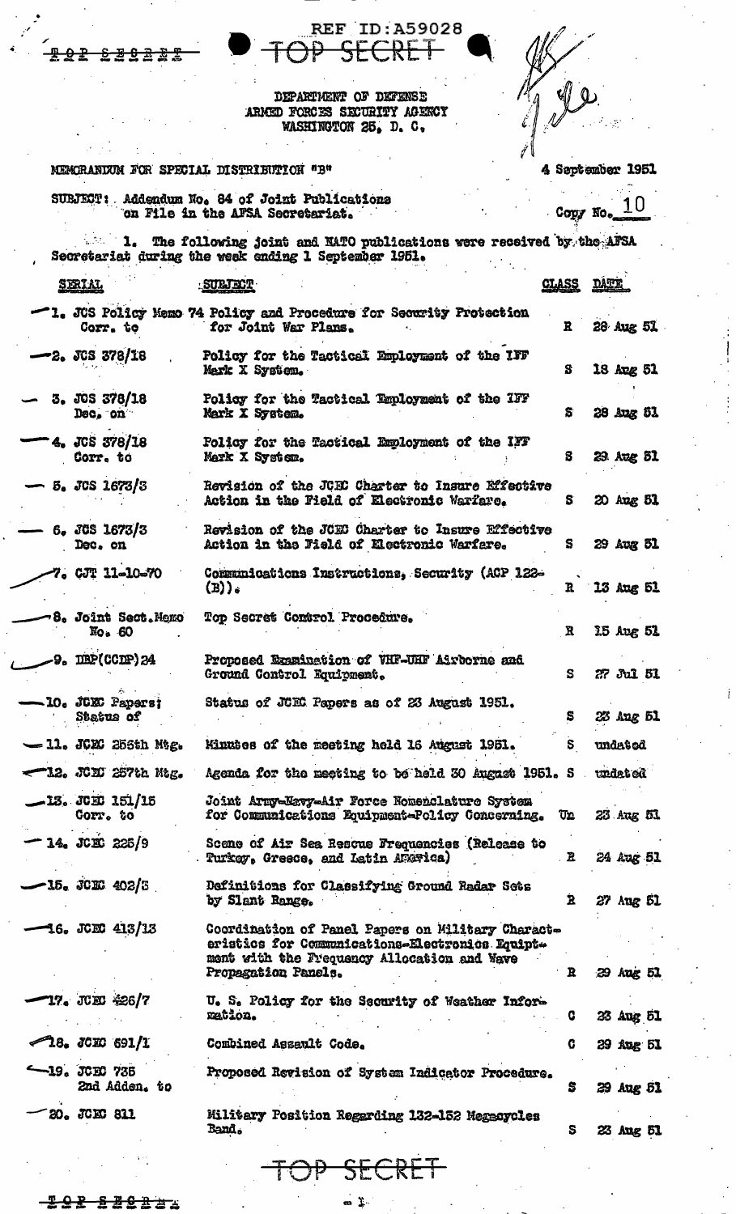REF ID:A59028

TOP SECRET

DEPARTMENT OF DEFENSE
ARMED FORCES SECURITY AGENCY
WASHINGTON 25, D. C.

MEMORANDUM FOR SPECIAL DISTRIBUTION "B"

4 September 1951

SUBJECT: Addendum No. 84 of Joint Publications on File in the AFSA Secretariat.

Copy No. 10

1. The following joint and NATO publications were received by the AFSA Secretariat during the week ending 1 September 1951.

| SERIAL | SUBJECT | CLASS | DATE |
|---|---|---|---|
| 1. JCS Policy Memo 74 Corr. to | Policy and Procedure for Security Protection for Joint War Plans. | R | 28 Aug 51 |
| 2. JCS 378/18 | Policy for the Tactical Employment of the IFF Mark X System. | S | 18 Aug 51 |
| 3. JCS 378/18 Dec. on | Policy for the Tactical Employment of the IFF Mark X System. | S | 28 Aug 51 |
| 4. JCS 378/18 Corr. to | Policy for the Tactical Employment of the IFF Mark X System. | S | 29 Aug 51 |
| 5. JCS 1673/3 | Revision of the JCEC Charter to Insure Effective Action in the Field of Electronic Warfare. | S | 20 Aug 51 |
| 6. JCS 1673/3 Dec. on | Revision of the JCEC Charter to Insure Effective Action in the Field of Electronic Warfare. | S | 29 Aug 51 |
| 7. CJT 11-10-70 | Communications Instructions, Security (ACP 122-(B)). | R | 13 Aug 51 |
| 8. Joint Sect.Memo No. 60 | Top Secret Control Procedure. | R | 15 Aug 51 |
| 9. DEP(CCIP)24 | Proposed Examination of VHF-UHF Airborne and Ground Control Equipment. | S | 27 Jul 51 |
| 10. JCEC Papers; Status of | Status of JCEC Papers as of 23 August 1951. | S | 23 Aug 51 |
| 11. JCEC 256th Mtg. | Minutes of the meeting held 16 August 1951. | S | undated |
| 12. JCEC 257th Mtg. | Agenda for the meeting to be held 30 August 1951. | S | undated |
| 13. JCEC 151/15 Corr. to | Joint Army-Navy-Air Force Nomenclature System for Communications Equipment-Policy Concerning. | Un | 23 Aug 51 |
| 14. JCEC 225/9 | Scene of Air Sea Rescue Frequencies (Release to Turkey, Greece, and Latin America) | R | 24 Aug 51 |
| 15. JCEC 402/3 | Definitions for Classifying Ground Radar Sets by Slant Range. | R | 27 Aug 51 |
| 16. JCEC 413/13 | Coordination of Panel Papers on Military Characteristics for Communications-Electronics Equipment with the Frequency Allocation and Wave Propagation Panels. | R | 29 Aug 51 |
| 17. JCEC 426/7 | U. S. Policy for the Security of Weather Information. | C | 23 Aug 51 |
| 18. JCEC 691/1 | Combined Assault Code. | C | 29 Aug 51 |
| 19. JCEC 735 2nd Adden. to | Proposed Revision of System Indicator Procedure. | S | 29 Aug 51 |
| 20. JCEC 811 | Military Position Regarding 132-152 Megacycles Band. | S | 23 Aug 51 |

TOP SECRET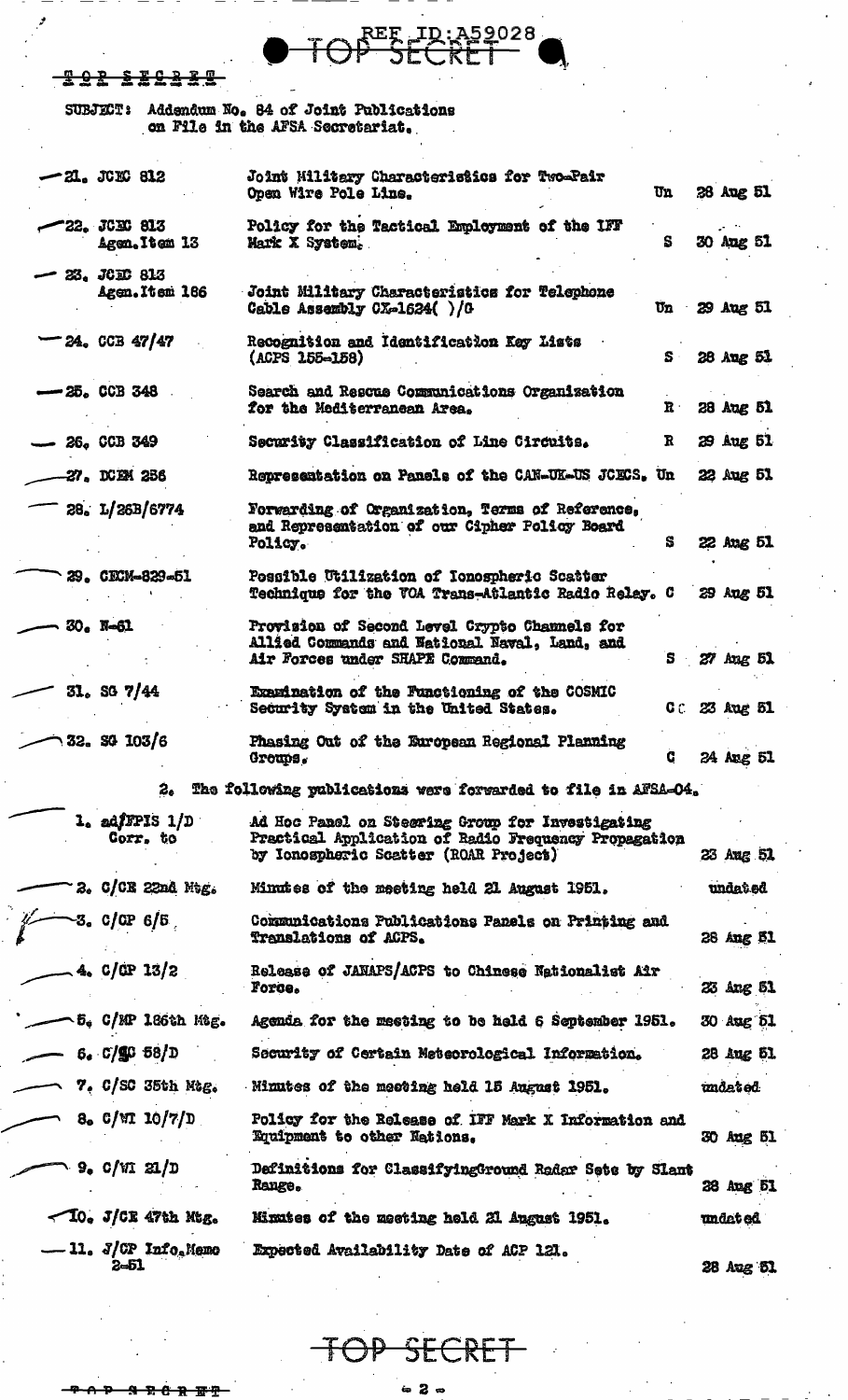REF ID:A59028

TOP SECRET

SUBJECT: Addendum No. 84 of Joint Publications on File in the AFSA Secretariat.

| | | | |
|---|---|---|---|
| 21. JCEC 812 | Joint Military Characteristics for Two-Pair Open Wire Pole Line. | Un | 28 Aug 51 |
| 22. JCEC 813 Agen. Item 13 | Policy for the Tactical Employment of the IFF Mark X System. | S | 30 Aug 51 |
| 23. JCEC 813 Agen. Item 186 | Joint Military Characteristics for Telephone Cable Assembly CX-1624( )/G | Un | 29 Aug 51 |
| 24. CCB 47/47 | Recognition and Identification Key Lists (ACPS 155-158) | S | 28 Aug 51 |
| 25. CCB 348 | Search and Rescue Communications Organization for the Mediterranean Area. | R | 28 Aug 51 |
| 26. CCB 349 | Security Classification of Line Circuits. | R | 29 Aug 51 |
| 27. DCEM 256 | Representation on Panels of the CAN-UK-US JCECS. | Un | 22 Aug 51 |
| 28. L/26B/6774 | Forwarding of Organization, Terms of Reference, and Representation of our Cipher Policy Board Policy. | S | 22 Aug 51 |
| 29. CECM-829-51 | Possible Utilization of Ionospheric Scatter Technique for the VOA Trans-Atlantic Radio Relay. | C | 29 Aug 51 |
| 30. N-61 | Provision of Second Level Crypto Channels for Allied Commands and National Naval, Land, and Air Forces under SHAPE Command. | S | 27 Aug 51 |
| 31. SG 7/44 | Examination of the Functioning of the COSMIC Security System in the United States. | CC | 23 Aug 51 |
| 32. SG 103/6 | Phasing Out of the European Regional Planning Groups. | C | 24 Aug 51 |

2. The following publications were forwarded to file in AFSA-04.

| | | |
|---|---|---|
| 1. adFPIS 1/D Corr. to | Ad Hoc Panel on Steering Group for Investigating Practical Application of Radio Frequency Propagation by Ionospheric Scatter (ROAR Project) | 23 Aug 51 |
| 2. C/CE 22nd Mtg. | Minutes of the meeting held 21 August 1951. | undated |
| 3. C/CP 6/5 | Communications Publications Panels on Printing and Translations of ACPS. | 28 Aug 51 |
| 4. C/CP 13/2 | Release of JANAPS/ACPS to Chinese Nationalist Air Force. | 23 Aug 51 |
| 5. C/MP 186th Mtg. | Agenda for the meeting to be held 6 September 1951. | 30 Aug 51 |
| 6. C/SC 58/D | Security of Certain Meteorological Information. | 28 Aug 51 |
| 7. C/SC 35th Mtg. | Minutes of the meeting held 15 August 1951. | undated |
| 8. C/WI 10/7/D | Policy for the Release of IFF Mark X Information and Equipment to other Nations. | 30 Aug 51 |
| 9. C/WI 21/D | Definitions for Classifying Ground Radar Sets by Slant Range. | 28 Aug 51 |
| 10. J/CE 47th Mtg. | Minutes of the meeting held 21 August 1951. | undated |
| 11. J/CP Info.Memo 2-51 | Expected Availability Date of ACP 121. | 28 Aug 51 |

TOP SECRET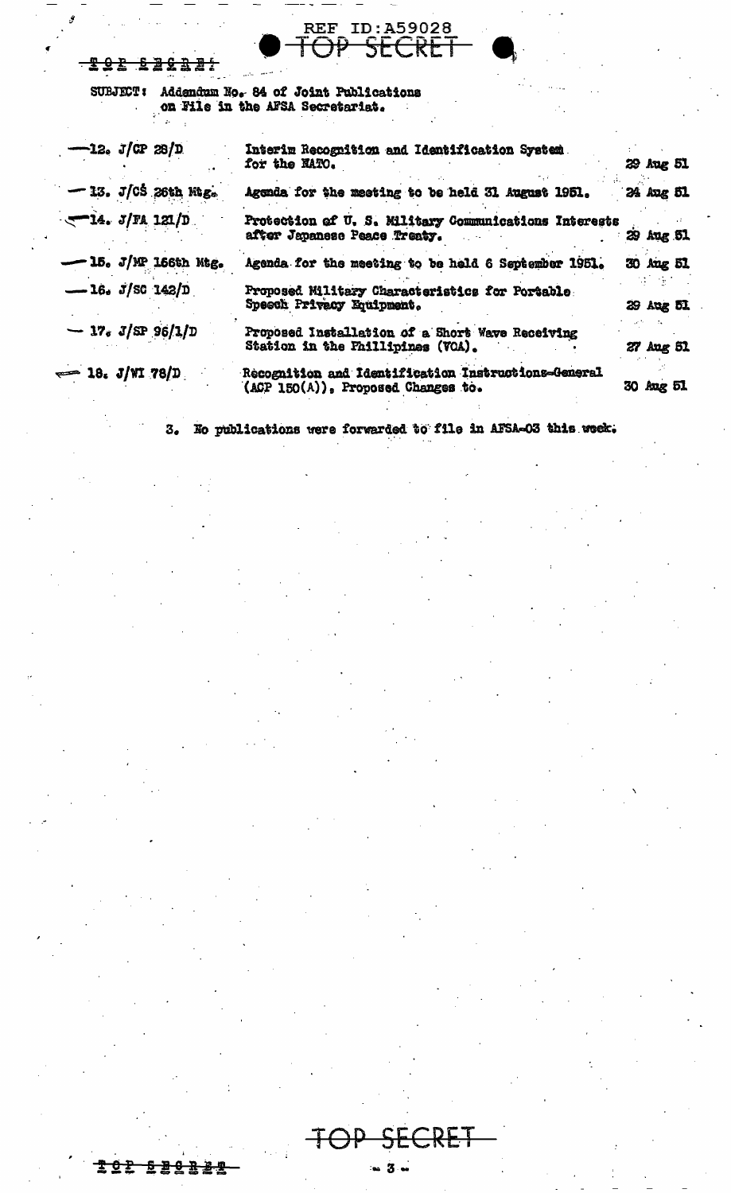REF ID:A59028

TOP SECRET

SUBJECT: Addendum No. 84 of Joint Publications on File in the AFSA Secretariat.

| | | |
|---|---|---|
| 12. J/CP 28/D | Interim Recognition and Identification System for the NATO. | 29 Aug 51 |
| 13. J/CS 26th Mtg. | Agenda for the meeting to be held 31 August 1951. | 24 Aug 51 |
| 14. J/FA 121/D | Protection of U. S. Military Communications Interests after Japanese Peace Treaty. | 29 Aug 51 |
| 15. J/MP 166th Mtg. | Agenda for the meeting to be held 6 September 1951. | 30 Aug 51 |
| 16. J/SC 142/D | Proposed Military Characteristics for Portable Speech Privacy Equipment. | 29 Aug 51 |
| 17. J/SP 96/1/D | Proposed Installation of a Short Wave Receiving Station in the Phillipines (VOA). | 27 Aug 51 |
| 18. J/WI 78/D | Recognition and Identification Instructions-General (ACP 150(A)), Proposed Changes to. | 30 Aug 51 |

3. No publications were forwarded to file in AFSA-03 this week.

TOP SECRET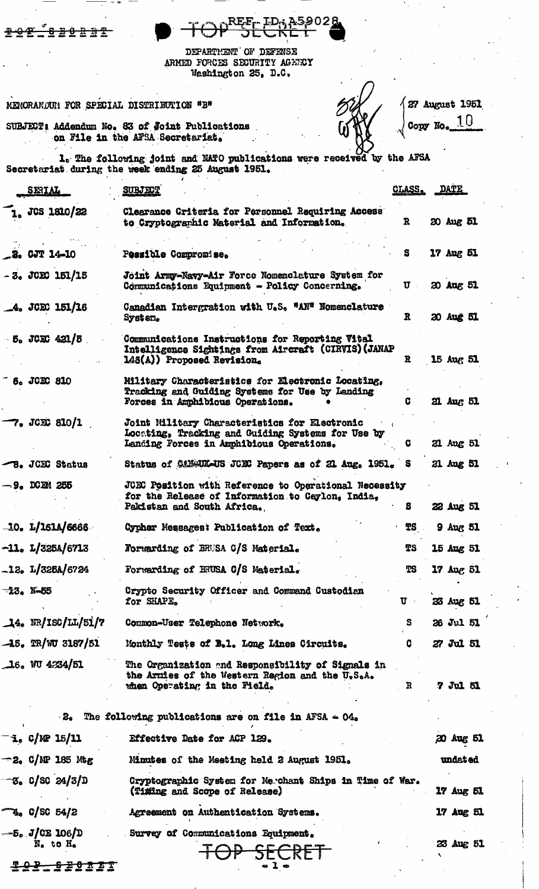REF ID:A59028

DEPARTMENT OF DEFENSE
ARMED FORCES SECURITY AGENCY
Washington 25, D.C.

MEMORANDUM FOR SPECIAL DISTRIBUTION "B"

27 August 1951
Copy No. 10

SUBJECT: Addendum No. 83 of Joint Publications on File in the AFSA Secretariat.

1. The following joint and NATO publications were received by the AFSA Secretariat during the week ending 25 August 1951.

| SERIAL | SUBJECT | CLASS. | DATE |
|---|---|---|---|
| 1. JCS 1810/22 | Clearance Criteria for Personnel Requiring Access to Cryptographic Material and Information. | R | 20 Aug 51 |
| 2. CJT 14-10 | Possible Compromise. | S | 17 Aug 51 |
| 3. JCEC 151/15 | Joint Army-Navy-Air Force Nomenclature System for Communications Equipment - Policy Concerning. | U | 20 Aug 51 |
| 4. JCEC 151/16 | Canadian Intergration with U.S. "AN" Nomenclature System. | R | 20 Aug 51 |
| 5. JCEC 421/5 | Communications Instructions for Reporting Vital Intelligence Sightings from Aircraft (CIRVIS) (JANAP 146(A)) Proposed Revision. | R | 15 Aug 51 |
| 6. JCEC 810 | Military Characteristics for Electronic Locating, Tracking and Guiding Systems for Use by Landing Forces in Amphibious Operations. | C | 21 Aug 51 |
| 7. JCEC 810/1 | Joint Military Characteristics for Electronic Locating, Tracking and Guiding Systems for Use by Landing Forces in Amphibious Operations. | C | 21 Aug 51 |
| 8. JCEC Status | Status of CAN-UK-US JCEC Papers as of 21 Aug. 1951. | S | 21 Aug 51 |
| 9. DCEM 255 | JCEC Position with Reference to Operational Necessity for the Release of Information to Ceylon, India, Pakistan and South Africa. | S | 22 Aug 51 |
| 10. L/151A/6666 | Cypher Messages: Publication of Text. | TS | 9 Aug 51 |
| 11. L/325A/6713 | Forwarding of BRUSA C/S Material. | TS | 15 Aug 51 |
| 12. L/325A/6724 | Forwarding of BRUSA C/S Material. | TS | 17 Aug 51 |
| 13. N-55 | Crypto Security Officer and Command Custodian for SHAPE. | U | 23 Aug 51 |
| 14. NR/ISC/LL/51/7 | Common-User Telephone Network. | S | 26 Jul 51 |
| 15. TR/WU 3187/51 | Monthly Tests of B.l. Long Lines Circuits. | C | 27 Jul 51 |
| 16. WU 4234/51 | The Organization and Responsibility of Signals in the Armies of the Western Region and the U.S.A. when Operating in the Field. | R | 7 Jul 51 |

2. The following publications are on file in AFSA - 04.

| SERIAL | SUBJECT | DATE |
|---|---|---|
| 1. C/MP 15/11 | Effective Date for ACP 129. | 20 Aug 51 |
| 2. C/MP 185 Mtg | Minutes of the Meeting held 2 August 1951. | undated |
| 3. C/SC 24/3/D | Cryptographic System for Merchant Ships in Time of War. (Timing and Scope of Release) | 17 Aug 51 |
| 4. C/SC 54/2 | Agreement on Authentication Systems. | 17 Aug 51 |
| 5. J/CE 106/D N. to H. | Survey of Communications Equipment. | 23 Aug 51 |

TOP SECRET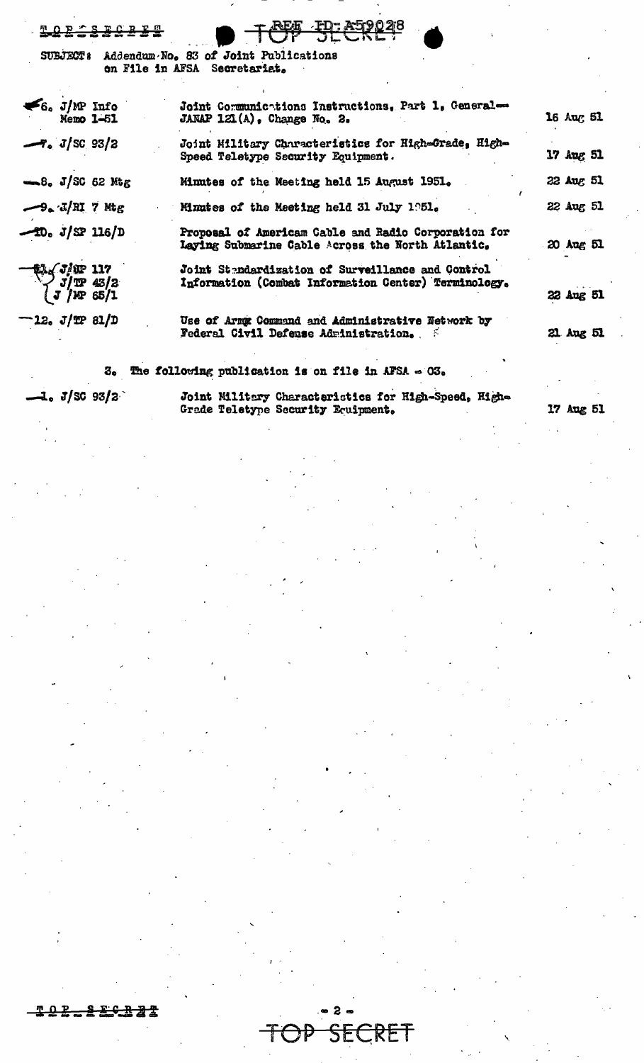SUBJECT: Addendum No. 83 of Joint Publications on File in AFSA Secretariat.

| | | |
|---|---|---|
| 6. J/MP Info Memo 1-51 | Joint Communications Instructions, Part 1, General— JANAP 121(A), Change No. 2. | 16 Aug 51 |
| 7. J/SC 93/2 | Joint Military Characteristics for High-Grade, High-Speed Teletype Security Equipment. | 17 Aug 51 |
| 8. J/SC 62 Mtg | Minutes of the Meeting held 15 August 1951. | 22 Aug 51 |
| 9. J/RI 7 Mtg | Minutes of the Meeting held 31 July 1951. | 22 Aug 51 |
| 10. J/SP 116/D | Proposal of American Cable and Radio Corporation for Laying Submarine Cable Across the North Atlantic. | 20 Aug 51 |
| 11. J/SP 117 J/TP 43/2 J /MP 65/1 | Joint Standardization of Surveillance and Control Information (Combat Information Center) Terminology. | 22 Aug 51 |
| 12. J/TP 81/D | Use of Army Command and Administrative Network by Federal Civil Defense Administration. | 21 Aug 51 |

3. The following publication is on file in AFSA - 03.

| | | |
|---|---|---|
| 1. J/SC 93/2 | Joint Military Characteristics for High-Speed, High-Grade Teletype Security Equipment. | 17 Aug 51 |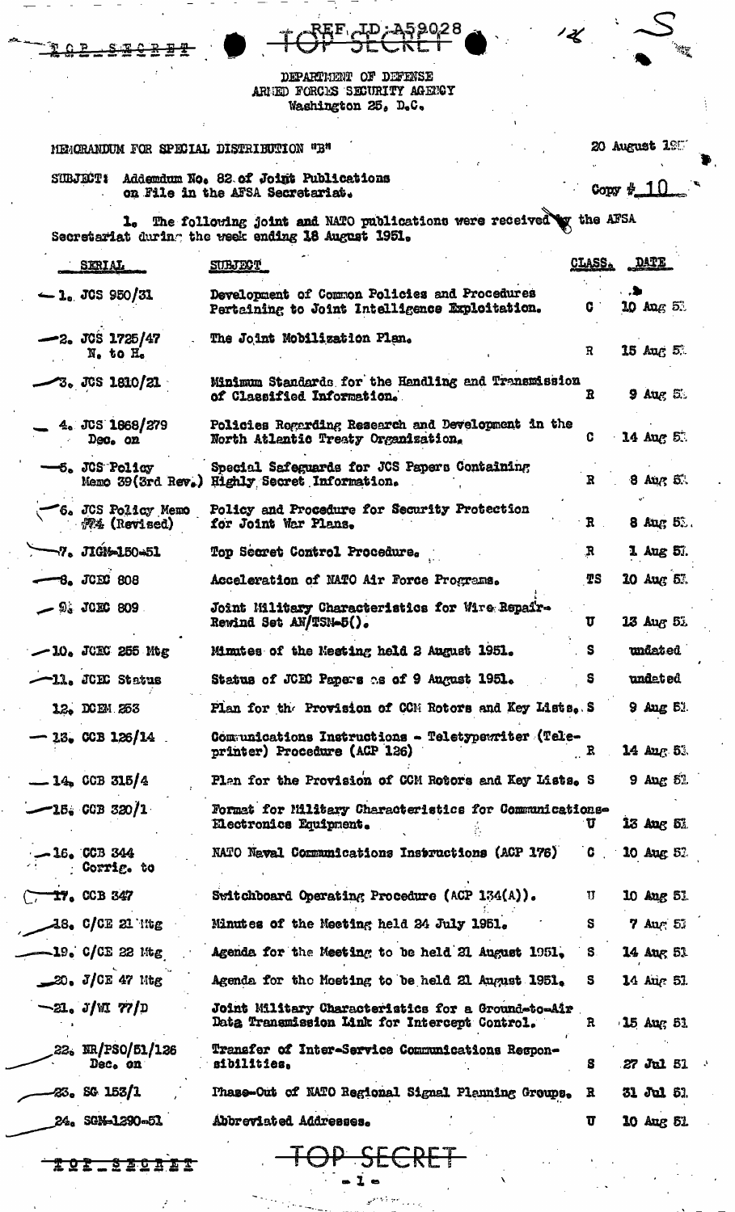TOP SECRET

REF ID:A59028
TOP SECRET

DEPARTMENT OF DEFENSE
ARMED FORCES SECURITY AGENCY
Washington 25, D.C.

MEMORANDUM FOR SPECIAL DISTRIBUTION "B"

20 August 195

SUBJECT: Addendum No. 82 of Joint Publications on File in the AFSA Secretariat.

Copy # 10

1. The following joint and NATO publications were received by the AFSA Secretariat during the week ending 18 August 1951.

| SERIAL | SUBJECT | CLASS. | DATE |
|---|---|---|---|
| 1. JCS 950/31 | Development of Common Policies and Procedures Pertaining to Joint Intelligence Exploitation. | C | 10 Aug 51 |
| 2. JCS 1725/47 N. to H. | The Joint Mobilization Plan. | R | 15 Aug 51 |
| 3. JCS 1810/21 | Minimum Standards for the Handling and Transmission of Classified Information. | R | 9 Aug 51 |
| 4. JCS 1868/279 Dec. on | Policies Regarding Research and Development in the North Atlantic Treaty Organization. | C | 14 Aug 51 |
| 5. JCS Policy Memo 39(3rd Rev.) | Special Safeguards for JCS Papers Containing Highly Secret Information. | R | 8 Aug 51 |
| 6. JCS Policy Memo #74 (Revised) | Policy and Procedure for Security Protection for Joint War Plans. | R | 8 Aug 51 |
| 7. JIGM-150-51 | Top Secret Control Procedure. | R | 1 Aug 51 |
| 8. JCEC 808 | Acceleration of NATO Air Force Programs. | TS | 10 Aug 51 |
| 9. JCEC 809 | Joint Military Characteristics for Wire Repair-Rewind Set AN/TSM-5(). | U | 13 Aug 51 |
| 10. JCEC 255 Mtg | Minutes of the Meeting held 2 August 1951. | S | undated |
| 11. JCEC Status | Status of JCEC Papers as of 9 August 1951. | S | undated |
| 12. DCEM 253 | Plan for the Provision of CCM Rotors and Key Lists. | S | 9 Aug 51 |
| 13. CCB 126/14 | Communications Instructions - Teletypewriter (Teleprinter) Procedure (ACP 126) | R | 14 Aug 51 |
| 14. CCB 315/4 | Plan for the Provision of CCM Rotors and Key Lists. | S | 9 Aug 51 |
| 15. CCB 320/1 | Format for Military Characteristics for Communications-Electronics Equipment. | U | 13 Aug 51 |
| 16. CCB 344 Corrig. to | NATO Naval Communications Instructions (ACP 176) | C | 10 Aug 51 |
| 17. CCB 347 | Switchboard Operating Procedure (ACP 134(A)). | U | 10 Aug 51 |
| 18. C/CE 21 Mtg | Minutes of the Meeting held 24 July 1951. | S | 7 Aug 51 |
| 19. C/CE 22 Mtg | Agenda for the Meeting to be held 21 August 1951. | S | 14 Aug 51 |
| 20. J/CE 47 Mtg | Agenda for the Meeting to be held 21 August 1951. | S | 14 Aug 51 |
| 21. J/WI 77/D | Joint Military Characteristics for a Ground-to-Air Data Transmission Link for Intercept Control. | R | 15 Aug 51 |
| 22. NR/PSO/51/126 Dec. on | Transfer of Inter-Service Communications Responsibilities. | S | 27 Jul 51 |
| 23. SG 153/1 | Phase-Out of NATO Regional Signal Planning Groups. | R | 31 Jul 51 |
| 24. SGM-1290-51 | Abbreviated Addresses. | U | 10 Aug 51 |

TOP SECRET

TOP SECRET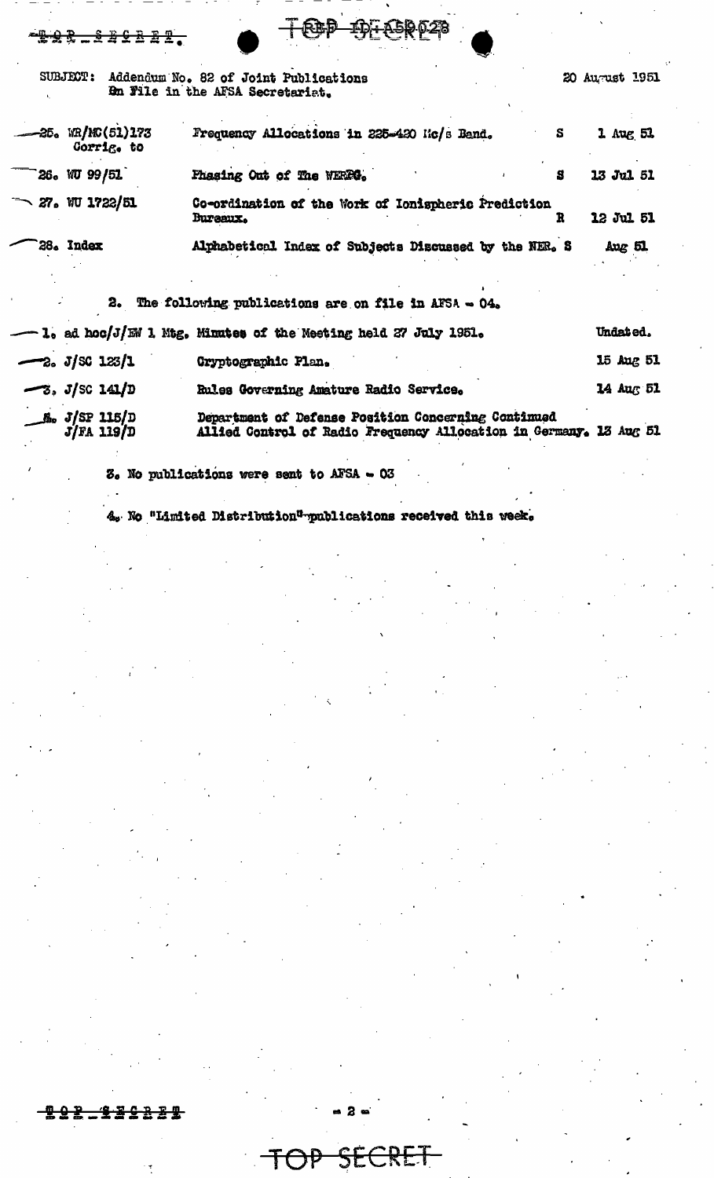SUBJECT: Addendum No. 82 of Joint Publications On File in the AFSA Secretariat.

20 August 1951

| | | | |
|---|---|---|---|
| 25. WR/MC(51)173 Corrig. to | Frequency Allocations in 225-420 Mc/s Band. | S | 1 Aug 51 |
| 26. WU 99/51 | Phasing Out of The WERPG. | S | 13 Jul 51 |
| 27. WU 1722/51 | Co-ordination of the Work of Ionispheric Prediction Bureaux. | R | 12 Jul 51 |
| 28. Index | Alphabetical Index of Subjects Discussed by the NER. | S | Aug 51 |

2. The following publications are on file in AFSA - 04.

| | | |
|---|---|---|
| 1. ad hoc/J/EW 1 Mtg. | Minutes of the Meeting held 27 July 1951. | Undated. |
| 2. J/SC 123/1 | Cryptographic Plan. | 15 Aug 51 |
| 3. J/SC 141/D | Rules Governing Amature Radio Service. | 14 Aug 51 |
| 4. J/SP 115/D J/FA 119/D | Department of Defense Position Concerning Continued Allied Control of Radio Frequency Allocation in Germany. | 13 Aug 51 |

3. No publications were sent to AFSA - 03

4. No "Limited Distribution" publications received this week.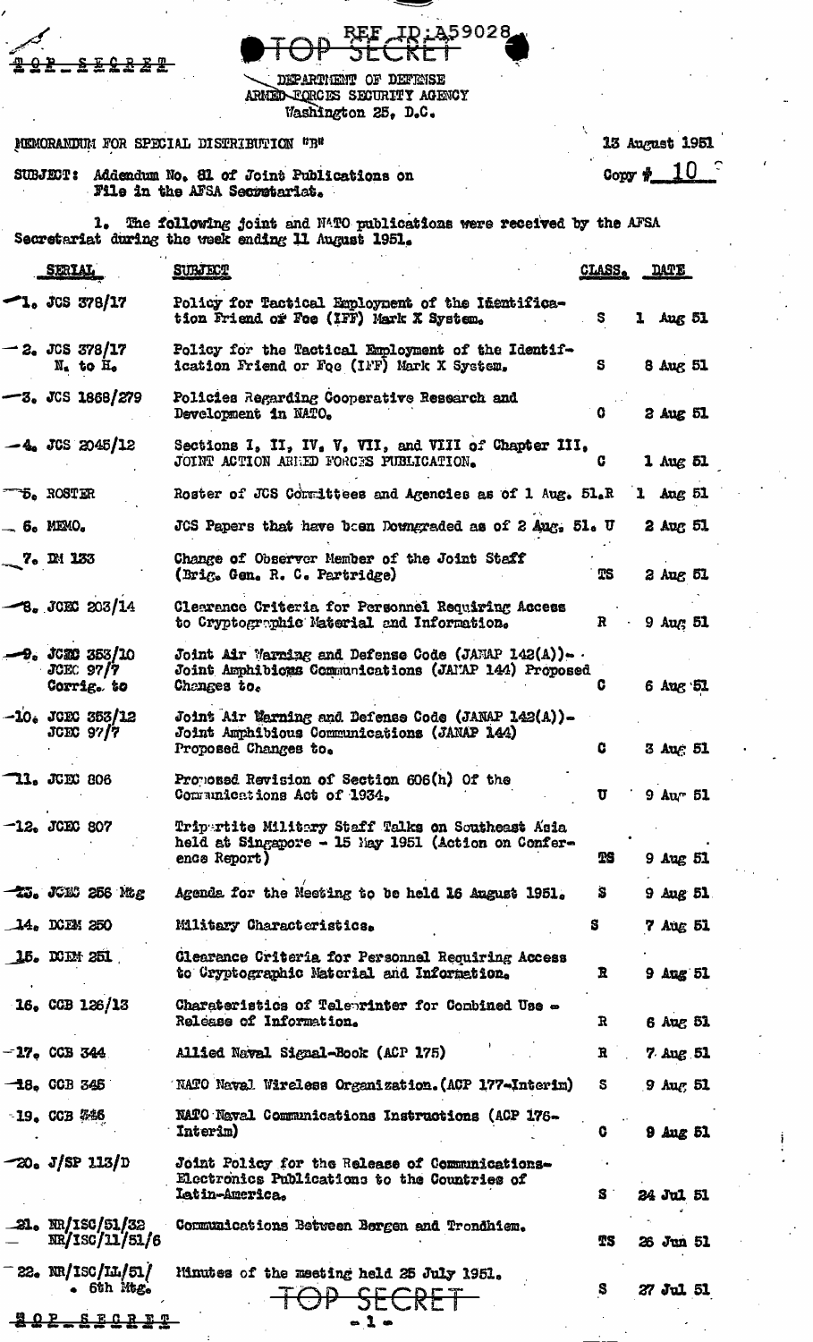TOP SECRET

REF ID:A59028

TOP SECRET

DEPARTMENT OF DEFENSE
ARMED FORCES SECURITY AGENCY
Washington 25, D.C.

MEMORANDUM FOR SPECIAL DISTRIBUTION "B"

13 August 1951

Copy # 10

SUBJECT: Addendum No. 81 of Joint Publications on File in the AFSA Secretariat.

1. The following joint and NATO publications were received by the AFSA Secretariat during the week ending 11 August 1951.

| SERIAL | SUBJECT | CLASS. | DATE |
|---|---|---|---|
| 1. JCS 378/17 | Policy for Tactical Employment of the Identification Friend or Foe (IFF) Mark X System. | S | 1 Aug 51 |
| 2. JCS 378/17 N. to H. | Policy for the Tactical Employment of the Identification Friend or Foe (IFF) Mark X System. | S | 8 Aug 51 |
| 3. JCS 1868/279 | Policies Regarding Cooperative Research and Development in NATO. | C | 2 Aug 51 |
| 4. JCS 2045/12 | Sections I, II, IV, V, VII, and VIII of Chapter III, JOINT ACTION ARMED FORCES PUBLICATION. | C | 1 Aug 51 |
| 5. ROSTER | Roster of JCS Committees and Agencies as of 1 Aug. 51. | R | 1 Aug 51 |
| 6. MEMO. | JCS Papers that have been Downgraded as of 2 Aug. 51. | U | 2 Aug 51 |
| 7. DM 133 | Change of Observer Member of the Joint Staff (Brig. Gen. R. C. Partridge) | TS | 2 Aug 51 |
| 8. JCEC 203/14 | Clearance Criteria for Personnel Requiring Access to Cryptographic Material and Information. | R | 9 Aug 51 |
| 9. JCEC 353/10 JCEC 97/7 Corrig. to | Joint Air Warning and Defense Code (JANAP 142(A)) - Joint Amphibious Communications (JANAP 144) Proposed Changes to. | C | 6 Aug 51 |
| 10. JCEC 353/12 JCEC 97/7 | Joint Air Warning and Defense Code (JANAP 142(A)) - Joint Amphibious Communications (JANAP 144) Proposed Changes to. | C | 3 Aug 51 |
| 11. JCEC 806 | Proposed Revision of Section 606(h) Of the Communications Act of 1934. | U | 9 Aug 51 |
| 12. JCEC 807 | Tripartite Military Staff Talks on Southeast Asia held at Singapore - 15 May 1951 (Action on Conference Report) | TS | 9 Aug 51 |
| 13. JCEC 256 Mtg | Agenda for the Meeting to be held 16 August 1951. | S | 9 Aug 51 |
| 14. DCEM 250 | Military Characteristics. | S | 7 Aug 51 |
| 15. DCEM 251 | Clearance Criteria for Personnel Requiring Access to Cryptographic Material and Information. | R | 9 Aug 51 |
| 16. CCB 126/13 | Charateristics of Teleprinter for Combined Use - Release of Information. | R | 6 Aug 51 |
| 17. CCB 344 | Allied Naval Signal-Book (ACP 175) | R | 7 Aug 51 |
| 18. CCB 345 | NATO Naval Wireless Organization. (ACP 177-Interim) | S | 9 Aug 51 |
| 19. CCB 346 | NATO Naval Communications Instructions (ACP 176-Interim) | C | 9 Aug 51 |
| 20. J/SP 113/D | Joint Policy for the Release of Communications-Electronics Publications to the Countries of Latin-America. | S | 24 Jul 51 |
| 21. NR/ISC/51/32 NR/ISC/11/51/6 | Communications Between Bergen and Trondhiem. | TS | 26 Jun 51 |
| 22. NR/ISC/IL/51/ 5th Mtg. | Minutes of the meeting held 25 July 1951. | S | 27 Jul 51 |

TOP SECRET

TOP SECRET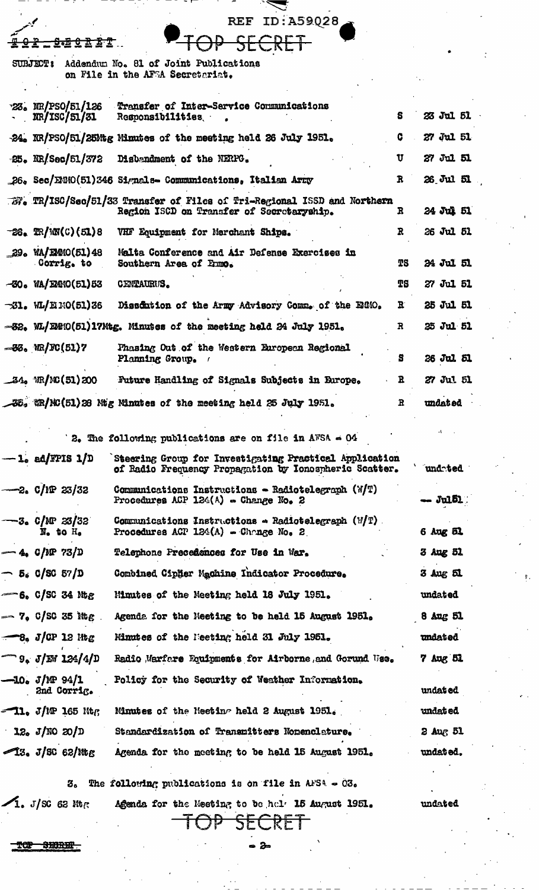REF ID:A59028

TOP SECRET

SUBJECT: Addendum No. 81 of Joint Publications on File in the AFSA Secretariat.

| | | | |
|---|---|---|---|
| 23. NR/PSO/51/126 NR/ISC/51/31 | Transfer of Inter-Service Communications Responsibilities. | S | 23 Jul 51 |
| 24. NR/PSO/51/25Mtg | Minutes of the meeting held 26 July 1951. | C | 27 Jul 51 |
| 25. NR/Sec/51/372 | Disbandment of the NERPG. | U | 27 Jul 51 |
| 26. Sec/EMMO(51)346 | Signals- Communications, Italian Army | R | 26 Jul 51 |
| 27. TR/ISC/Sec/51/33 | Transfer of Files of Tri-Regional ISSD and Northern Region ISCD on Transfer of Secretaryship. | R | 24 Jul 51 |
| 28. TR/MN(C)(51)8 | VHF Equipment for Merchant Ships. | R | 26 Jul 51 |
| 29. WA/EMMO(51)48 Corrig. to | Malta Conference and Air Defense Exercises in Southern Area of Emmo. | TS | 24 Jul 51 |
| 30. WA/EMMO(51)53 | CENTAURUS. | TS | 27 Jul 51 |
| 31. WL/EMMO(51)36 | Dissolution of the Army Advisory Comm. of the EMMO. | R | 25 Jul 51 |
| 32. WL/EMMO(51)17Mtg. | Minutes of the meeting held 24 July 1951. | R | 25 Jul 51 |
| 33. WR/FC(51)7 | Phasing Out of the Western European Regional Planning Group. | S | 26 Jul 51 |
| 34. WR/MC(51)200 | Future Handling of Signals Subjects in Europe. | R | 27 Jul 51 |
| 35. WR/MC(51)28 Mtg | Minutes of the meeting held 25 July 1951. | R | undated |

2. The following publications are on file in AFSA - 04

| | | |
|---|---|---|
| 1. ad/FPIS 1/D | Steering Group for Investigating Practical Application of Radio Frequency Propagation by Ionospheric Scatter. | undated |
| 2. C/MP 23/32 | Communications Instructions - Radiotelegraph (W/T) Procedures ACP 124(A) - Change No. 2 | - Jul51 |
| 3. C/MP 23/32 N. to H. | Communications Instructions - Radiotelegraph (W/T) Procedures ACP 124(A) - Change No. 2 | 6 Aug 51 |
| 4. C/MP 73/D | Telephone Precedences for Use in War. | 3 Aug 51 |
| 5. C/SC 57/D | Combined Cipher Machine Indicator Procedure. | 3 Aug 51 |
| 6. C/SC 34 Mtg | Minutes of the Meeting held 18 July 1951. | undated |
| 7. C/SC 35 Mtg | Agenda for the Meeting to be held 15 August 1951. | 8 Aug 51 |
| 8. J/CP 12 Mtg | Minutes of the Meeting held 31 July 1951. | undated |
| 9. J/EW 124/4/D | Radio Warfare Equipments for Airborne and Gorund Use. | 7 Aug 51 |
| 10. J/MP 94/1 2nd Corrig. | Policy for the Security of Weather Information. | undated |
| 11. J/MP 165 Mtg | Minutes of the Meeting held 2 August 1951. | undated |
| 12. J/NO 20/D | Standardization of Transmitters Nomenclature. | 2 Aug 51 |
| 13. J/SC 62/Mtg | Agenda for the meeting to be held 15 August 1951. | undated. |

3. The following publications is on file in AFSA - 03.

| | | |
|---|---|---|
| 1. J/SC 62 Mtg | Agenda for the Meeting to be held 15 August 1951. | undated |

TOP SECRET